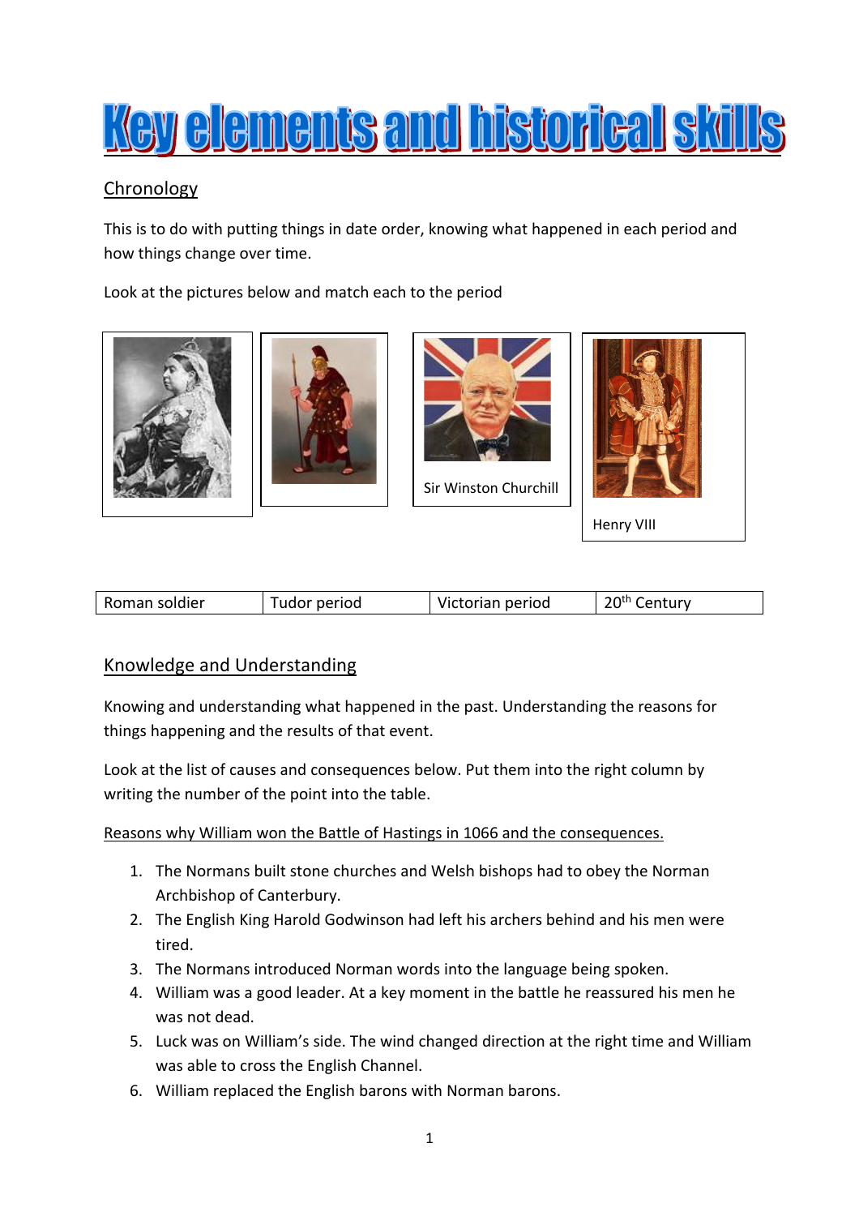# Key elements and historical skills

## Chronology

This is to do with putting things in date order, knowing what happened in each period and how things change over time.

Look at the pictures below and match each to the period

Sir Winston Churchill

Henry VIII

| Roman soldier | Tudor period | Victorian period | 20th Century |
|---|---|---|---|

## Knowledge and Understanding

Knowing and understanding what happened in the past. Understanding the reasons for things happening and the results of that event.

Look at the list of causes and consequences below. Put them into the right column by writing the number of the point into the table.

Reasons why William won the Battle of Hastings in 1066 and the consequences.

1. The Normans built stone churches and Welsh bishops had to obey the Norman Archbishop of Canterbury.
2. The English King Harold Godwinson had left his archers behind and his men were tired.
3. The Normans introduced Norman words into the language being spoken.
4. William was a good leader. At a key moment in the battle he reassured his men he was not dead.
5. Luck was on William's side. The wind changed direction at the right time and William was able to cross the English Channel.
6. William replaced the English barons with Norman barons.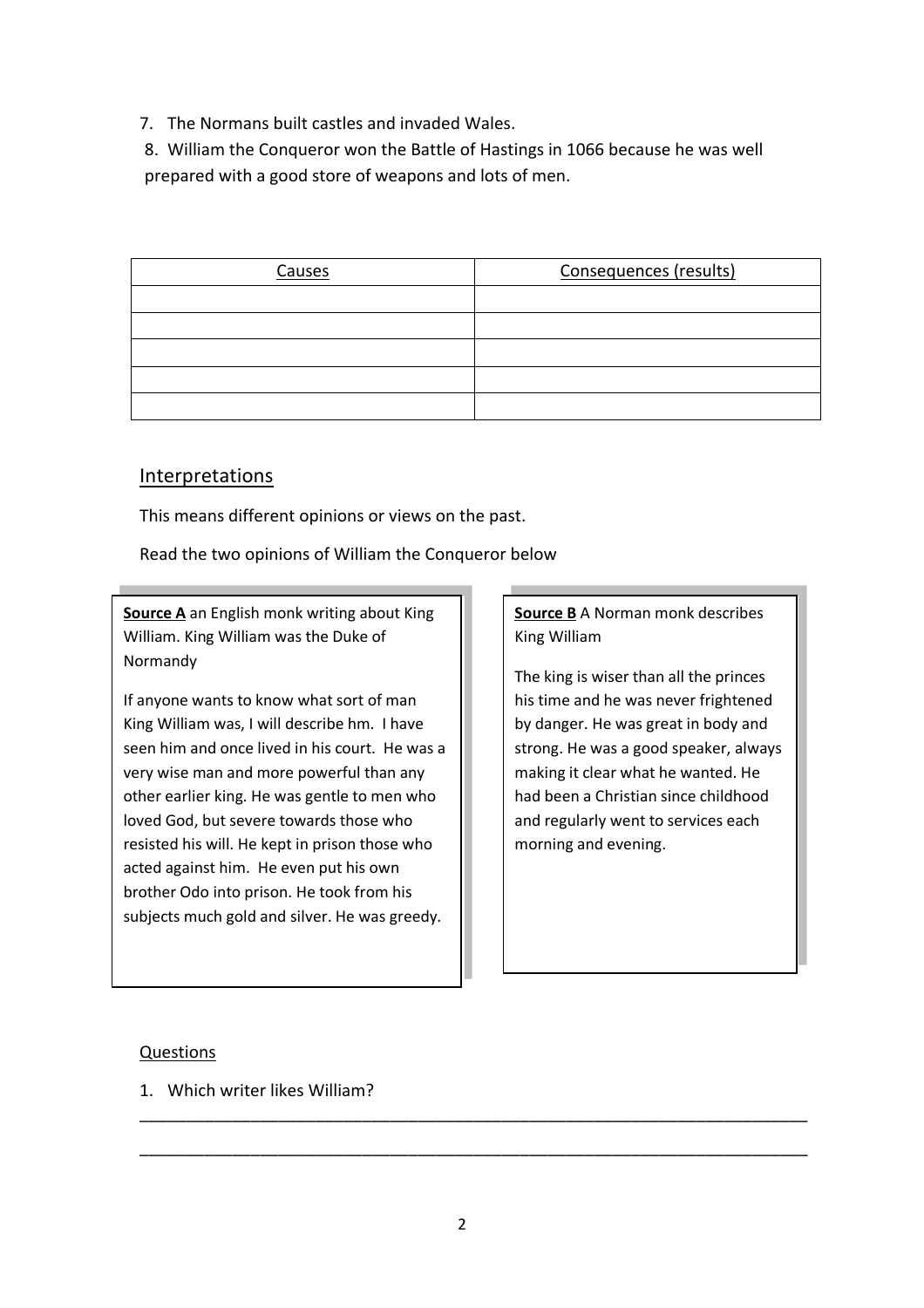7. The Normans built castles and invaded Wales.
8. William the Conqueror won the Battle of Hastings in 1066 because he was well prepared with a good store of weapons and lots of men.

| Causes | Consequences (results) |
| --- | --- |
| | |
| | |
| | |
| | |
| | |

## Interpretations

This means different opinions or views on the past.

Read the two opinions of William the Conqueror below

**Source A** an English monk writing about King William. King William was the Duke of Normandy

If anyone wants to know what sort of man King William was, I will describe hm. I have seen him and once lived in his court. He was a very wise man and more powerful than any other earlier king. He was gentle to men who loved God, but severe towards those who resisted his will. He kept in prison those who acted against him. He even put his own brother Odo into prison. He took from his subjects much gold and silver. He was greedy.

**Source B** A Norman monk describes King William

The king is wiser than all the princes his time and he was never frightened by danger. He was great in body and strong. He was a good speaker, always making it clear what he wanted. He had been a Christian since childhood and regularly went to services each morning and evening.

Questions

1. Which writer likes William?

___________________________________________________________________________

___________________________________________________________________________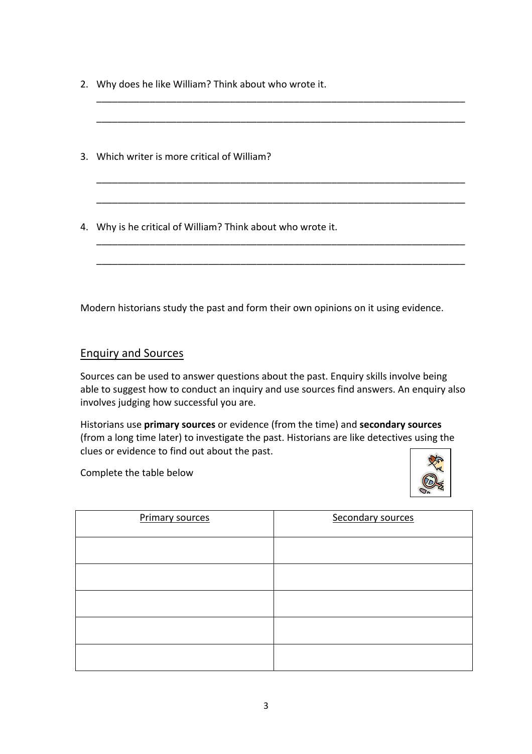2. Why does he like William? Think about who wrote it.

___________________________________________________________________________

___________________________________________________________________________

3. Which writer is more critical of William?

___________________________________________________________________________

___________________________________________________________________________

4. Why is he critical of William? Think about who wrote it.

___________________________________________________________________________

___________________________________________________________________________

Modern historians study the past and form their own opinions on it using evidence.

## Enquiry and Sources

Sources can be used to answer questions about the past. Enquiry skills involve being able to suggest how to conduct an inquiry and use sources find answers. An enquiry also involves judging how successful you are.

Historians use **primary sources** or evidence (from the time) and **secondary sources** (from a long time later) to investigate the past. Historians are like detectives using the clues or evidence to find out about the past.

Complete the table below

| Primary sources | Secondary sources |
|---|---|
| | |
| | |
| | |
| | |
| | |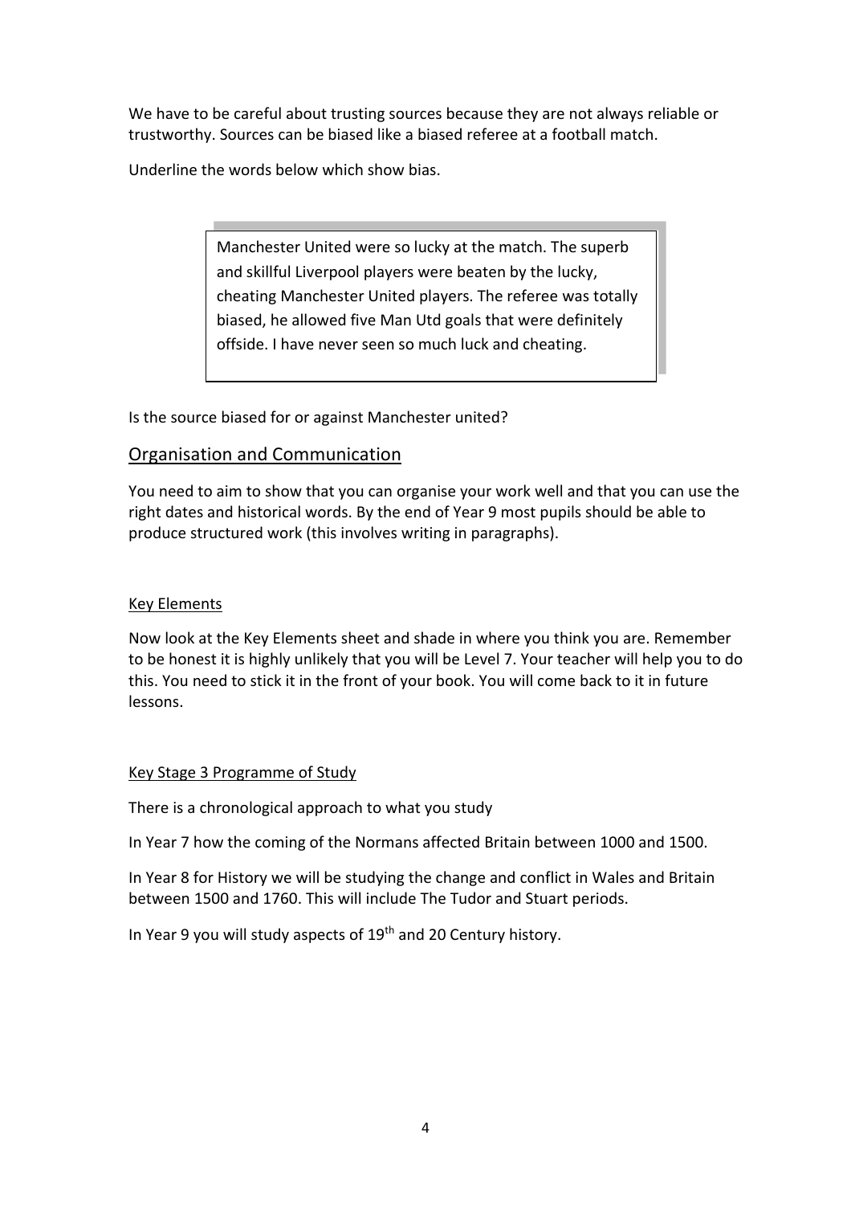We have to be careful about trusting sources because they are not always reliable or trustworthy. Sources can be biased like a biased referee at a football match.

Underline the words below which show bias.

> Manchester United were so lucky at the match. The superb and skillful Liverpool players were beaten by the lucky, cheating Manchester United players. The referee was totally biased, he allowed five Man Utd goals that were definitely offside. I have never seen so much luck and cheating.

Is the source biased for or against Manchester united?

## Organisation and Communication

You need to aim to show that you can organise your work well and that you can use the right dates and historical words. By the end of Year 9 most pupils should be able to produce structured work (this involves writing in paragraphs).

### Key Elements

Now look at the Key Elements sheet and shade in where you think you are. Remember to be honest it is highly unlikely that you will be Level 7. Your teacher will help you to do this. You need to stick it in the front of your book. You will come back to it in future lessons.

### Key Stage 3 Programme of Study

There is a chronological approach to what you study

In Year 7 how the coming of the Normans affected Britain between 1000 and 1500.

In Year 8 for History we will be studying the change and conflict in Wales and Britain between 1500 and 1760. This will include The Tudor and Stuart periods.

In Year 9 you will study aspects of 19th and 20 Century history.